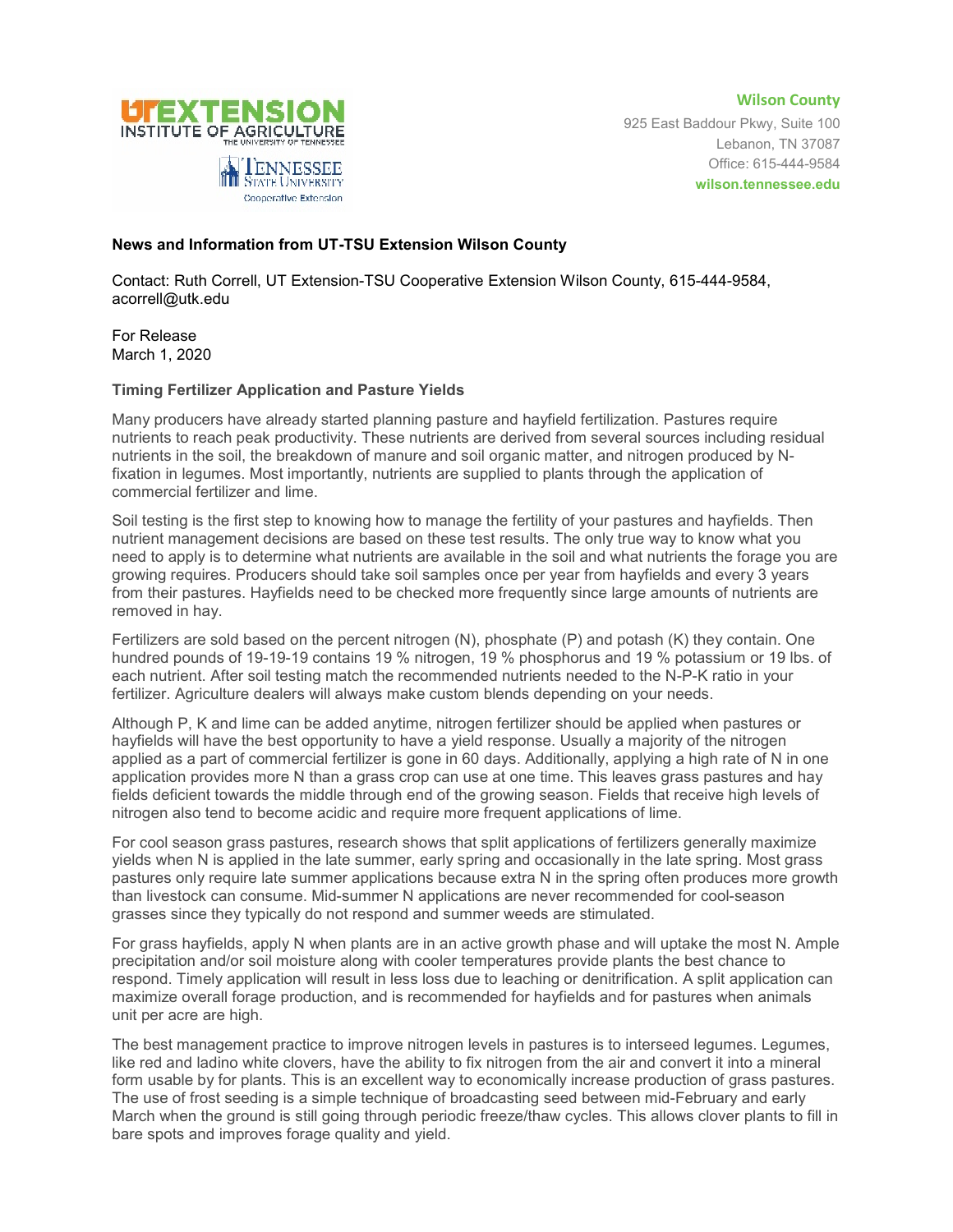**Wilson County**
925 East Baddour Pkwy, Suite 100
Lebanon, TN 37087
Office: 615-444-9584
**wilson.tennessee.edu**

**News and Information from UT-TSU Extension Wilson County**

Contact: Ruth Correll, UT Extension-TSU Cooperative Extension Wilson County, 615-444-9584, acorrell@utk.edu

For Release
March 1, 2020

**Timing Fertilizer Application and Pasture Yields**

Many producers have already started planning pasture and hayfield fertilization. Pastures require nutrients to reach peak productivity. These nutrients are derived from several sources including residual nutrients in the soil, the breakdown of manure and soil organic matter, and nitrogen produced by N-fixation in legumes. Most importantly, nutrients are supplied to plants through the application of commercial fertilizer and lime.

Soil testing is the first step to knowing how to manage the fertility of your pastures and hayfields. Then nutrient management decisions are based on these test results. The only true way to know what you need to apply is to determine what nutrients are available in the soil and what nutrients the forage you are growing requires. Producers should take soil samples once per year from hayfields and every 3 years from their pastures. Hayfields need to be checked more frequently since large amounts of nutrients are removed in hay.

Fertilizers are sold based on the percent nitrogen (N), phosphate (P) and potash (K) they contain. One hundred pounds of 19-19-19 contains 19 % nitrogen, 19 % phosphorus and 19 % potassium or 19 lbs. of each nutrient. After soil testing match the recommended nutrients needed to the N-P-K ratio in your fertilizer. Agriculture dealers will always make custom blends depending on your needs.

Although P, K and lime can be added anytime, nitrogen fertilizer should be applied when pastures or hayfields will have the best opportunity to have a yield response. Usually a majority of the nitrogen applied as a part of commercial fertilizer is gone in 60 days. Additionally, applying a high rate of N in one application provides more N than a grass crop can use at one time. This leaves grass pastures and hay fields deficient towards the middle through end of the growing season. Fields that receive high levels of nitrogen also tend to become acidic and require more frequent applications of lime.

For cool season grass pastures, research shows that split applications of fertilizers generally maximize yields when N is applied in the late summer, early spring and occasionally in the late spring. Most grass pastures only require late summer applications because extra N in the spring often produces more growth than livestock can consume. Mid-summer N applications are never recommended for cool-season grasses since they typically do not respond and summer weeds are stimulated.

For grass hayfields, apply N when plants are in an active growth phase and will uptake the most N. Ample precipitation and/or soil moisture along with cooler temperatures provide plants the best chance to respond. Timely application will result in less loss due to leaching or denitrification. A split application can maximize overall forage production, and is recommended for hayfields and for pastures when animals unit per acre are high.

The best management practice to improve nitrogen levels in pastures is to interseed legumes. Legumes, like red and ladino white clovers, have the ability to fix nitrogen from the air and convert it into a mineral form usable by for plants. This is an excellent way to economically increase production of grass pastures. The use of frost seeding is a simple technique of broadcasting seed between mid-February and early March when the ground is still going through periodic freeze/thaw cycles. This allows clover plants to fill in bare spots and improves forage quality and yield.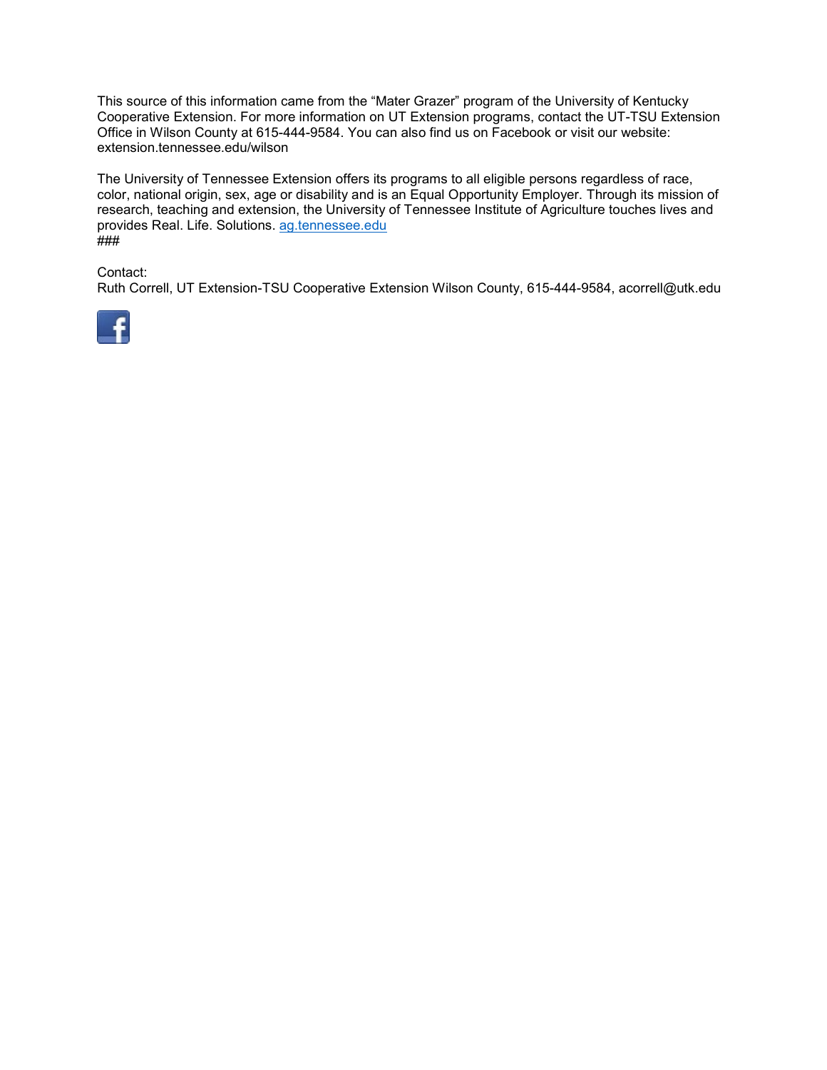This source of this information came from the "Mater Grazer" program of the University of Kentucky Cooperative Extension. For more information on UT Extension programs, contact the UT-TSU Extension Office in Wilson County at 615-444-9584. You can also find us on Facebook or visit our website: extension.tennessee.edu/wilson

The University of Tennessee Extension offers its programs to all eligible persons regardless of race, color, national origin, sex, age or disability and is an Equal Opportunity Employer. Through its mission of research, teaching and extension, the University of Tennessee Institute of Agriculture touches lives and provides Real. Life. Solutions. [ag.tennessee.edu](http://ag.tennessee.edu)
###

Contact:
Ruth Correll, UT Extension-TSU Cooperative Extension Wilson County, 615-444-9584, acorrell@utk.edu